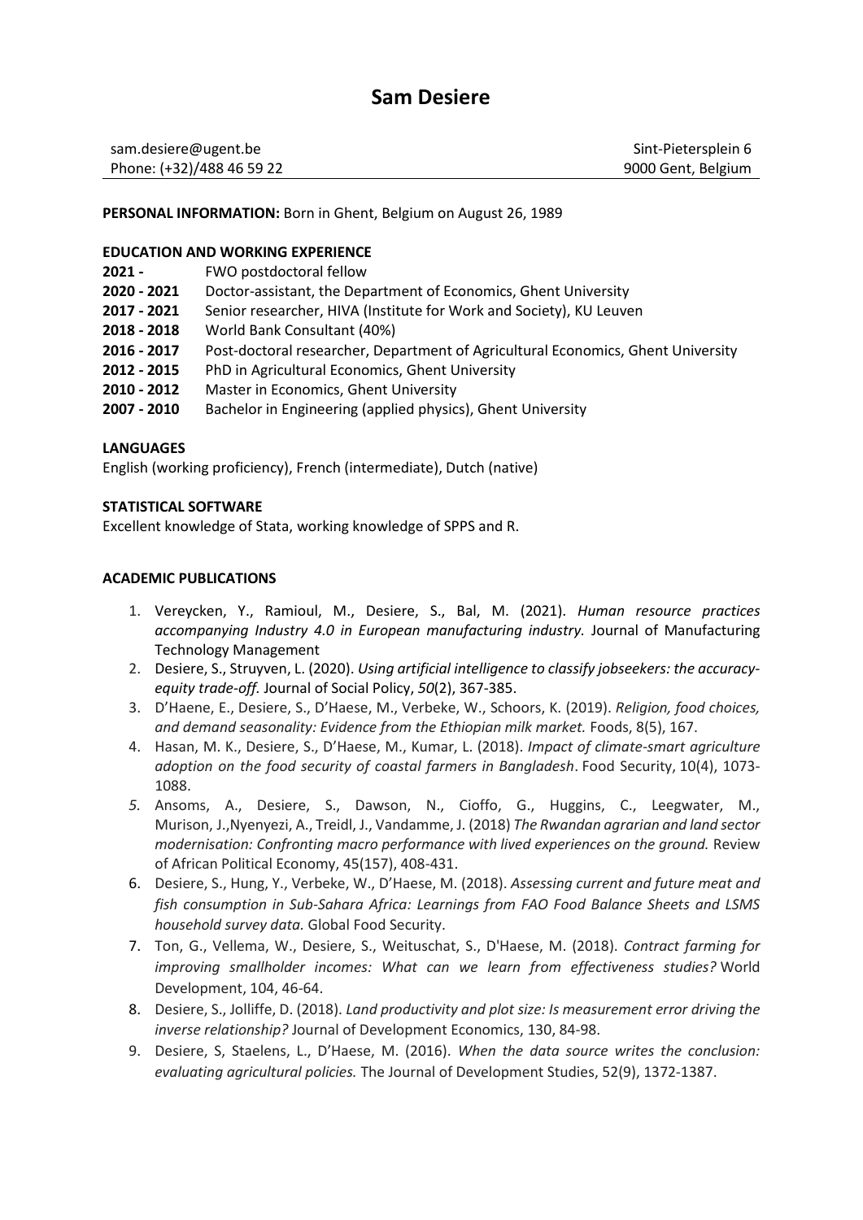# Sam Desiere

sam.desiere@ugent.be
Phone: (+32)/488 46 59 22

Sint-Pietersplein 6
9000 Gent, Belgium

**PERSONAL INFORMATION:** Born in Ghent, Belgium on August 26, 1989

**EDUCATION AND WORKING EXPERIENCE**

**2021 -** FWO postdoctoral fellow
**2020 - 2021** Doctor-assistant, the Department of Economics, Ghent University
**2017 - 2021** Senior researcher, HIVA (Institute for Work and Society), KU Leuven
**2018 - 2018** World Bank Consultant (40%)
**2016 - 2017** Post-doctoral researcher, Department of Agricultural Economics, Ghent University
**2012 - 2015** PhD in Agricultural Economics, Ghent University
**2010 - 2012** Master in Economics, Ghent University
**2007 - 2010** Bachelor in Engineering (applied physics), Ghent University

**LANGUAGES**

English (working proficiency), French (intermediate), Dutch (native)

**STATISTICAL SOFTWARE**

Excellent knowledge of Stata, working knowledge of SPPS and R.

**ACADEMIC PUBLICATIONS**

1. Vereycken, Y., Ramioul, M., Desiere, S., Bal, M. (2021). *Human resource practices accompanying Industry 4.0 in European manufacturing industry.* Journal of Manufacturing Technology Management
2. Desiere, S., Struyven, L. (2020). *Using artificial intelligence to classify jobseekers: the accuracy-equity trade-off.* Journal of Social Policy, *50*(2), 367-385.
3. D'Haene, E., Desiere, S., D'Haese, M., Verbeke, W., Schoors, K. (2019). *Religion, food choices, and demand seasonality: Evidence from the Ethiopian milk market.* Foods, 8(5), 167.
4. Hasan, M. K., Desiere, S., D'Haese, M., Kumar, L. (2018). *Impact of climate-smart agriculture adoption on the food security of coastal farmers in Bangladesh*. Food Security, 10(4), 1073-1088.
5. Ansoms, A., Desiere, S., Dawson, N., Cioffo, G., Huggins, C., Leegwater, M., Murison, J.,Nyenyezi, A., Treidl, J., Vandamme, J. (2018) *The Rwandan agrarian and land sector modernisation: Confronting macro performance with lived experiences on the ground.* Review of African Political Economy, 45(157), 408-431.
6. Desiere, S., Hung, Y., Verbeke, W., D'Haese, M. (2018). *Assessing current and future meat and fish consumption in Sub-Sahara Africa: Learnings from FAO Food Balance Sheets and LSMS household survey data.* Global Food Security.
7. Ton, G., Vellema, W., Desiere, S., Weituschat, S., D'Haese, M. (2018). *Contract farming for improving smallholder incomes: What can we learn from effectiveness studies?* World Development, 104, 46-64.
8. Desiere, S., Jolliffe, D. (2018). *Land productivity and plot size: Is measurement error driving the inverse relationship?* Journal of Development Economics, 130, 84-98.
9. Desiere, S, Staelens, L., D'Haese, M. (2016). *When the data source writes the conclusion: evaluating agricultural policies.* The Journal of Development Studies, 52(9), 1372-1387.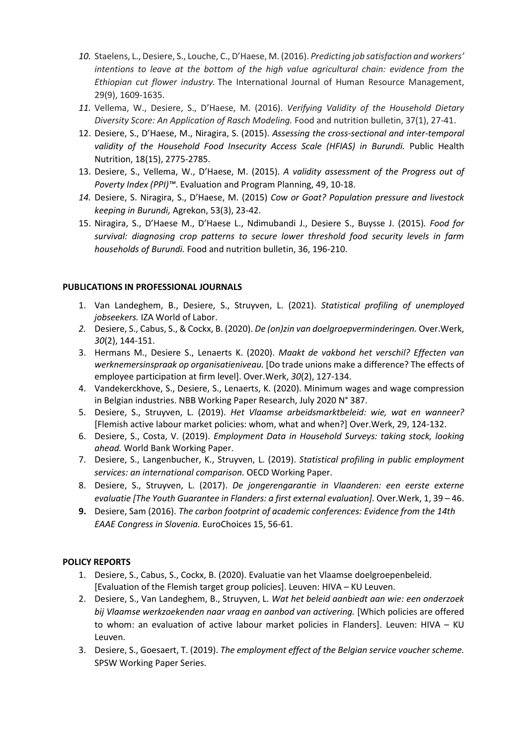10. Staelens, L., Desiere, S., Louche, C., D'Haese, M. (2016). *Predicting job satisfaction and workers' intentions to leave at the bottom of the high value agricultural chain: evidence from the Ethiopian cut flower industry.* The International Journal of Human Resource Management, 29(9), 1609-1635.
11. Vellema, W., Desiere, S., D'Haese, M. (2016). *Verifying Validity of the Household Dietary Diversity Score: An Application of Rasch Modeling.* Food and nutrition bulletin, 37(1), 27-41.
12. Desiere, S., D'Haese, M., Niragira, S. (2015). *Assessing the cross-sectional and inter-temporal validity of the Household Food Insecurity Access Scale (HFIAS) in Burundi.* Public Health Nutrition, 18(15), 2775-2785.
13. Desiere, S., Vellema, W., D'Haese, M. (2015). *A validity assessment of the Progress out of Poverty Index (PPI)™*. Evaluation and Program Planning, 49, 10-18.
14. Desiere, S. Niragira, S., D'Haese, M. (2015) *Cow or Goat? Population pressure and livestock keeping in Burundi,* Agrekon, 53(3), 23-42.
15. Niragira, S., D'Haese M., D'Haese L., Ndimubandi J., Desiere S., Buysse J. (2015). *Food for survival: diagnosing crop patterns to secure lower threshold food security levels in farm households of Burundi.* Food and nutrition bulletin, 36, 196-210.

**PUBLICATIONS IN PROFESSIONAL JOURNALS**

1. Van Landeghem, B., Desiere, S., Struyven, L. (2021). *Statistical profiling of unemployed jobseekers.* IZA World of Labor.
2. Desiere, S., Cabus, S., & Cockx, B. (2020). *De (on)zin van doelgroepverminderingen.* Over.Werk, *30*(2), 144-151.
3. Hermans M., Desiere S., Lenaerts K. (2020). *Maakt de vakbond het verschil? Effecten van werknemersinspraak op organisatieniveau.* [Do trade unions make a difference? The effects of employee participation at firm level]. Over.Werk, *30*(2), 127-134.
4. Vandekerckhove, S., Desiere, S., Lenaerts, K. (2020). Minimum wages and wage compression in Belgian industries. NBB Working Paper Research, July 2020 N° 387.
5. Desiere, S., Struyven, L. (2019). *Het Vlaamse arbeidsmarktbeleid: wie, wat en wanneer?* [Flemish active labour market policies: whom, what and when?] Over.Werk, 29, 124-132.
6. Desiere, S., Costa, V. (2019). *Employment Data in Household Surveys: taking stock, looking ahead.* World Bank Working Paper.
7. Desiere, S., Langenbucher, K., Struyven, L. (2019). *Statistical profiling in public employment services: an international comparison.* OECD Working Paper.
8. Desiere, S., Struyven, L. (2017). *De jongerengarantie in Vlaanderen: een eerste externe evaluatie [The Youth Guarantee in Flanders: a first external evaluation].* Over.Werk, 1, 39 – 46.
9. Desiere, Sam (2016). *The carbon footprint of academic conferences: Evidence from the 14th EAAE Congress in Slovenia.* EuroChoices 15, 56-61.

**POLICY REPORTS**

1. Desiere, S., Cabus, S., Cockx, B. (2020). Evaluatie van het Vlaamse doelgroepenbeleid. [Evaluation of the Flemish target group policies]. Leuven: HIVA – KU Leuven.
2. Desiere, S., Van Landeghem, B., Struyven, L. *Wat het beleid aanbiedt aan wie: een onderzoek bij Vlaamse werkzoekenden naar vraag en aanbod van activering.* [Which policies are offered to whom: an evaluation of active labour market policies in Flanders]. Leuven: HIVA – KU Leuven.
3. Desiere, S., Goesaert, T. (2019). *The employment effect of the Belgian service voucher scheme.* SPSW Working Paper Series.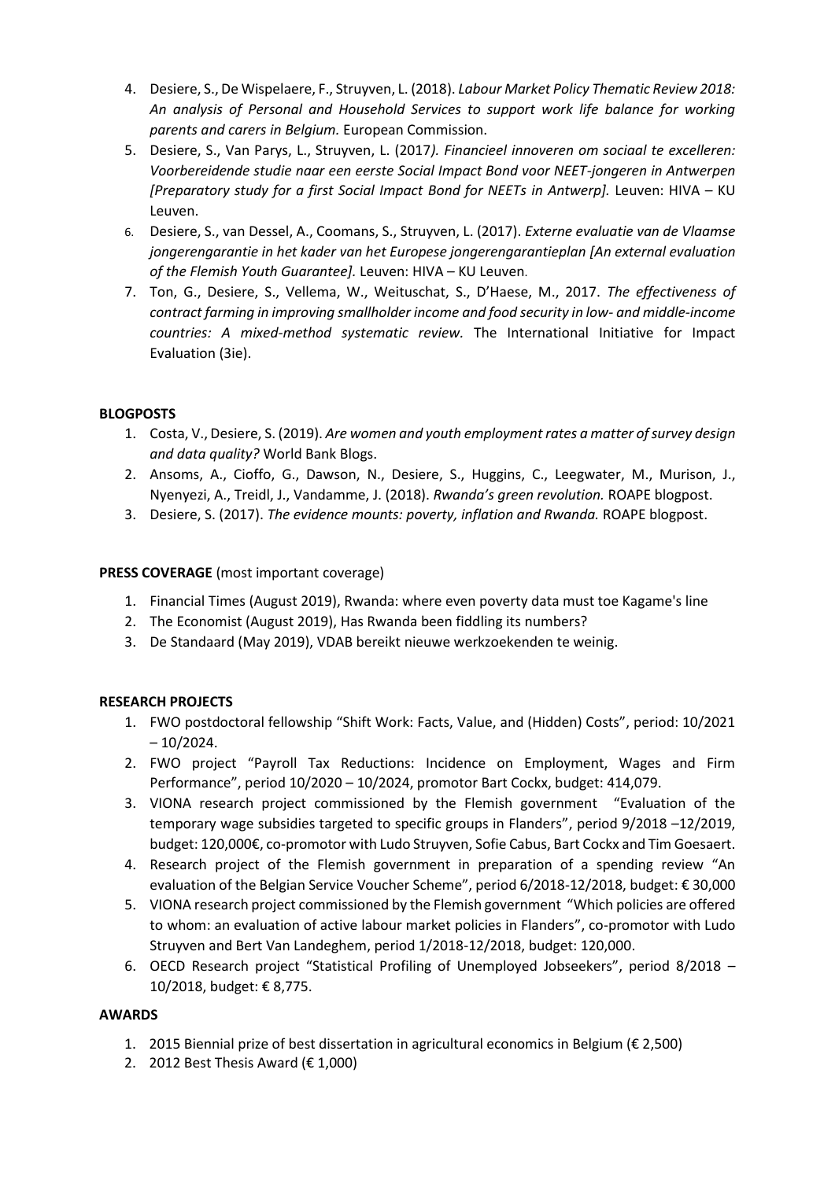4. Desiere, S., De Wispelaere, F., Struyven, L. (2018). *Labour Market Policy Thematic Review 2018: An analysis of Personal and Household Services to support work life balance for working parents and carers in Belgium.* European Commission.
5. Desiere, S., Van Parys, L., Struyven, L. (2017*). Financieel innoveren om sociaal te excelleren: Voorbereidende studie naar een eerste Social Impact Bond voor NEET-jongeren in Antwerpen [Preparatory study for a first Social Impact Bond for NEETs in Antwerp].* Leuven: HIVA – KU Leuven.
6. Desiere, S., van Dessel, A., Coomans, S., Struyven, L. (2017). *Externe evaluatie van de Vlaamse jongerengarantie in het kader van het Europese jongerengarantieplan [An external evaluation of the Flemish Youth Guarantee].* Leuven: HIVA – KU Leuven.
7. Ton, G., Desiere, S., Vellema, W., Weituschat, S., D'Haese, M., 2017. *The effectiveness of contract farming in improving smallholder income and food security in low- and middle-income countries: A mixed-method systematic review.* The International Initiative for Impact Evaluation (3ie).

**BLOGPOSTS**

1. Costa, V., Desiere, S. (2019). *Are women and youth employment rates a matter of survey design and data quality?* World Bank Blogs.
2. Ansoms, A., Cioffo, G., Dawson, N., Desiere, S., Huggins, C., Leegwater, M., Murison, J., Nyenyezi, A., Treidl, J., Vandamme, J. (2018). *Rwanda's green revolution.* ROAPE blogpost.
3. Desiere, S. (2017). *The evidence mounts: poverty, inflation and Rwanda.* ROAPE blogpost.

**PRESS COVERAGE** (most important coverage)

1. Financial Times (August 2019), Rwanda: where even poverty data must toe Kagame's line
2. The Economist (August 2019), Has Rwanda been fiddling its numbers?
3. De Standaard (May 2019), VDAB bereikt nieuwe werkzoekenden te weinig.

**RESEARCH PROJECTS**

1. FWO postdoctoral fellowship "Shift Work: Facts, Value, and (Hidden) Costs", period: 10/2021 – 10/2024.
2. FWO project "Payroll Tax Reductions: Incidence on Employment, Wages and Firm Performance", period 10/2020 – 10/2024, promotor Bart Cockx, budget: 414,079.
3. VIONA research project commissioned by the Flemish government "Evaluation of the temporary wage subsidies targeted to specific groups in Flanders", period 9/2018 –12/2019, budget: 120,000€, co-promotor with Ludo Struyven, Sofie Cabus, Bart Cockx and Tim Goesaert.
4. Research project of the Flemish government in preparation of a spending review "An evaluation of the Belgian Service Voucher Scheme", period 6/2018-12/2018, budget: € 30,000
5. VIONA research project commissioned by the Flemish government "Which policies are offered to whom: an evaluation of active labour market policies in Flanders", co-promotor with Ludo Struyven and Bert Van Landeghem, period 1/2018-12/2018, budget: 120,000.
6. OECD Research project "Statistical Profiling of Unemployed Jobseekers", period 8/2018 – 10/2018, budget: € 8,775.

**AWARDS**

1. 2015 Biennial prize of best dissertation in agricultural economics in Belgium (€ 2,500)
2. 2012 Best Thesis Award (€ 1,000)